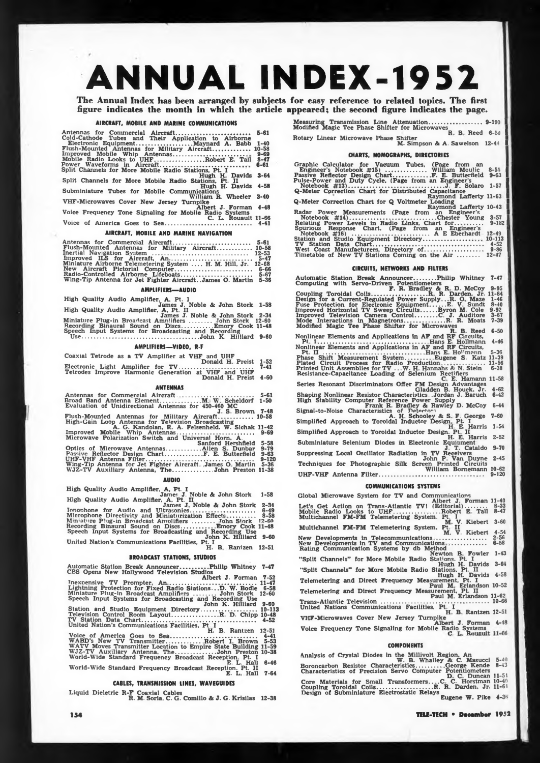# ANNUAL INDEX-1952

**The Annual Index has been arranged by subjects for easy reference to related topics. The first figure indicates the month in which the article appeared; the second figure indicates the page.**

### AIRCRAFT, MOBILE AND MARINE COMMUNICATIONS

Antennas for Commercial Aircraft ... 5-61
Cold-Cathode Tubes and Their Application to Airborne Electronic Equipment ... Maynard A. Babb 1-40
Flush-Mounted Antennas for Military Aircraft ... 10-58
Improved Mobile Whip Antennas ... 9-69
Mobile Radio Looks to UHF ... Robert E. Tall 8-47
Power Waveforms in Aircraft ... 6-61
Split Channels for More Mobile Radio Stations, Pt. I ... Hugh H. Davids 3-64
Split Channels for More Mobile Radio Stations, Pt. II ... Hugh H. Davids 4-58
Subminiature Tubes for Mobile Communications ... William R. Wheeler 3-40
VHF-Microwaves Cover New Jersey Turnpike ... Albert J. Forman 4-48
Voice Frequency Tone Signaling for Mobile Radio Systems ... C. L. Rouault 11-66
Voice of America Goes to Sea ... 4-41

### AIRCRAFT, MOBILE AND MARINE NAVIGATION

Antennas for Commercial Aircraft ... 5-61
Flush-Mounted Antennas for Military Aircraft ... 10-58
Inertial Navigation System ... 12-53
Improved ILS for Aircraft, An ... 5-47
Miniature Airborne Telemetering System ... H. M. Hill, Jr. 12-68
New Aircraft Pictorial Computer ... 6-66
Radio-Controlled Airborne Lifeboats ... 5-67
Wing-Tip Antenna for Jet Fighter Aircraft ... James O. Martin 5-36

### AMPLIFIERS—AUDIO

High Quality Audio Amplifier, A, Pt. I ... James J. Noble & John Stork 1-58
High Quality Audio Amplifier, A, Pt. II ... James J. Noble & John Stork 2-34
Miniature Plug-in Broadcast Amplifiers ... John Stork 12-60
Recording Binaural Sound on Discs ... Emory Cook 11-48
Speech Input Systems for Broadcasting and Recording Use ... John K. Hilliard 9-60

### AMPLIFIERS—VIDEO, R-F

Coaxial Tetrode as a TV Amplifier at VHF and UHF ... Donald H. Preist 1-52
Electronic Light Amplifier for TV ... 7-41
Tetrodes Improve Harmonic Generation at VHF and UHF ... Donald H. Preist 4-60

### ANTENNAS

Antennas for Commercial Aircraft ... 5-61
Broad Band Antenna Element ... M. W. Scheldorf 1-50
Evaluation of Unidirectional Antennas for 450-460 MC ... J. S. Brown 7-48
Flush-Mounted Antennas for Military Aircraft ... 10-58
High-Gain Loop Antenna for Television Broadcasting ... A. G. Kandoian, R. A. Felsenheld, W. Sichak 11-42
Improved Mobile Whip Antennas ... 9-69
Microwave Polarization Switch and Universal Horn, A ... Sanford Hershfield 5-58
Optics of Microwave Antennas ... Allen S. Dunbar 9-79
Passive Reflector Design Chart ... F. E. Butterfield 9-63
UHF-VHF Antenna Filter ... 9-120
Wing-Tip Antenna for Jet Fighter Aircraft ... James O. Martin 5-36
WJZ-TV Auxiliary Antenna, The ... John Preston 11-38

### AUDIO

High Quality Audio Amplifier, A, Pt. I ... James J. Noble & John Stork 1-58
High Quality Audio Amplifier, A, Pt. II ... James J. Noble & John Stork 2-34
Ionophone for Audio and Ultrasonics ... 6-49
Microphone Directivity and Miniaturization Effects ... 8-58
Miniature Plug-in Broadcast Amplifiers ... John Stork 12-60
Recording Binaural Sound on Discs ... Emory Cook 11-48
Speech Input Systems for Broadcasting and Recording Use ... John K. Hilliard 9-60
United Nation's Communications Facilities, Pt. I ... H. B. Rantzen 12-51

### BROADCAST STATIONS, STUDIOS

Automatic Station Break Announcer ... Philip Whitney 7-47
CBS Opens New Hollywood Television Studios ... Albert J. Forman 7-52
Inexpensive TV Prompter, An ... 11-47
Lightning Protection for Fixed Radio Stations ... D. W. Bodle 6-58
Miniature Plug-in Broadcast Amplifiers ... John Stork 12-60
Speech Input Systems for Broadcasting and Recording Use ... John K. Hilliard 9-60
Station and Studio Equipment Directory ... 10-113
Television Control Room Layout ... R. D. Chipp 10-48
TV Station Data Chart ... 4-52
United Nation's Communications Facilities, Pt. I ... H. B. Rantzen 12-51
Voice of America Goes to Sea ... 4-41
WABD's New TV Transmitter ... Robert I. Brown 5-53
WATV Moves Transmitter Location to Empire State Building 11-59
WJZ-TV Auxiliary Antenna, The ... John Preston 10-38
World-Wide Standard Frequency Broadcast Reception, Pt. I ... E. L. Hall 6-46
World-Wide Standard Frequency Broadcast Reception, Pt. II ... E. L. Hall 7-64

### CABLES, TRANSMISSION LINES, WAVEGUIDES

Liquid Dieletric R-F Coaxial Cables ... R. M. Soria, C. G. Comillo & J. G. Krisilas 12-38
Measuring Transmission Line Attenuation ... 9-190
Modified Magic Tee Phase Shifter for Microwaves ... R. B. Reed 6-50
Rotary Linear Microwave Phase Shifter ... M. Simpson & A. Sawelson 12-44

### CHARTS, NOMOGRAPHS, DIRECTORIES

Graphic Calculator for Vacuum Tubes, (Page from an Engineer's Notebook #15) ... William Moulic 8-55
Passive Reflector Design Chart ... F. E. Butterfield 9-63
Pulse-Power and Duty Cycle, (Page from an Engineer's Notebook #13) ... J. F. Solaro 1-57
Q-Meter Correction Chart for Distributed Capacitance ... Raymond Lafferty 11-63
Q-Meter Correction Chart for Q Voltmeter Loading ... Raymond Lafferty 10-43
Radar Power Measurements (Page from an Engineer's Notebook #14) ... Chester Young 3-57
Relating Power Levels in Radio Links, Chart for ... 9-182
Spurious Response Chart, (Page from an Engineer's Notebook #16) ... A E Eberhardt 12-49
Station and Studio Equipment Directory ... 10-113
TV Station Data Chart ... 4-52
West Coast Manufacturers, Directory of ... 9-86
Timetable of New TV Stations Coming on the Air ... 12-47

### CIRCUITS, NETWORKS AND FILTERS

Automatic Station Break Announcer ... Philip Whitney 7-47
Computing with Servo-Driven Potentiometers ... F. R. Bradley & R. D. McCoy 9-95
Coupling Toroidal Coils ... R. R. Darden, Jr. 11-64
Design for a Current-Regulated Power Supply ... R. O. Maze 1-46
Fuse Protection for Electronic Equipment ... E. V. Sundt 8-40
Improved Horizontal TV Sweep Circuits ... Byron M. Cole 9-92
Improved Television Camera Control ... C. J. Auditore 3-67
Mode Interactions in Magnetrons ... R. R. Moats 7-39
Modified Magic Tee Phase Shifter for Microwaves ... R. B. Reed 6-50
Nonlinear Elements and Applications in AF and RF Circuits, Pt. I ... Hans E. Hollmann 4-46
Nonlinear Elements and Applications in AF and RF Circuits, Pt. II ... Hans E. Hollmann 5-36
Phase Shift Measurement System ... Eugene S. Katz 11-39
Plated Circuit Process for Radio Production ... 11-56
Printed Unit Assemblies for TV ... W. H. Hannahs & N. Stein 6-38
Resistance-Capacitance Loading of Selenium Rectifiers ... C. E. Hamann 11-58
Series Resonant Discriminators Offer FM Design Advantages ... Gladden B. Houck, Jr. 4-62
Shaping Nonlinear Resistor Characteristics ... Jordan J. Baruch 6-42
High Stability Computer Reference Power Supply ... Frank R. Bradley & Rawley D. McCoy 6-44
Signal-to-Noise Characteristics of Detectors ... A. H. Schooley & S. F. George 7-60
Simplified Approach to Toroidal Inductor Design, Pt. I ... H. E. Harris 1-54
Simplified Approach to Toroidal Inductor Design, Pt. II ... H. E. Harris 2-52
Subminiature Selenium Diodes in Electronic Equipment ... J. T. Cataldo 9-70
Suppressing Local Oscillator Radiation in TV Receivers ... John P. Van Duyne 2-45
Techniques for Photographic Silk Screen Printed Circuits ... William Bornemann 10-62
UHF-VHF Antenna Filter ... 9-120

### COMMUNICATIONS SYSTEMS

Global Microwave System for TV and Communications ... Albert J. Forman 11-40
Let's Get Action on Trans-Atlantic TV! (Editorial) ... 8-33
Mobile Radio Looks to UHF ... Robert E. Tall 8-47
Multichannel FM-FM Telemetering System, Pt. I ... M. V. Kiebert 3-60
Multichannel FM-FM Telemetering System, Pt. II ... M. V. Kiebert 4-54
New Developments in Telecommunications ... 2-56
New Developments in TV and Communications ... 6-58
Rating Communication Systems by db Method ... Newton B. Fowler 1-43
"Split Channels" for More Mobile Radio Stations, Pt. I ... Hugh H. Davids 3-64
"Split Channels" for More Mobile Radio Stations, Pt. II ... Hugh H. Davids 4-58
Telemetering and Direct Frequency Measurement, Pt. I ... Paul M. Erlandson 10-52
Telemetering and Direct Frequency Measurement, Pt. II ... Paul M. Erlandson 11-62
Trans-Atlantic Television ... 10-66
United Nations Communications Facilities, Pt. I ... H. B. Rantzen 12-51
VHF-Microwaves Cover New Jersey Turnpike ... Albert J. Forman 4-48
Voice Frequency Tone Signaling for Mobile Radio Systems ... C. L. Rouault 11-66

### COMPONENTS

Analysis of Crystal Diodes in the Millivolt Region, An ... W. B. Whalley & C. Masucci 5-40
Boroncarbon Resistor Characteristics ... George Kende 8-43
Characteristics of Precision Servo Computer Potentiometers ... D. C. Duncan 11-51
Core Materials for Small Transformers ... C. C. Horstman 10-40
Coupling Toroidal Coils ... R. R. Darden, Jr. 11-64
Design of Subminiature Electrostatic Relays ... Eugene W. Pike 4-38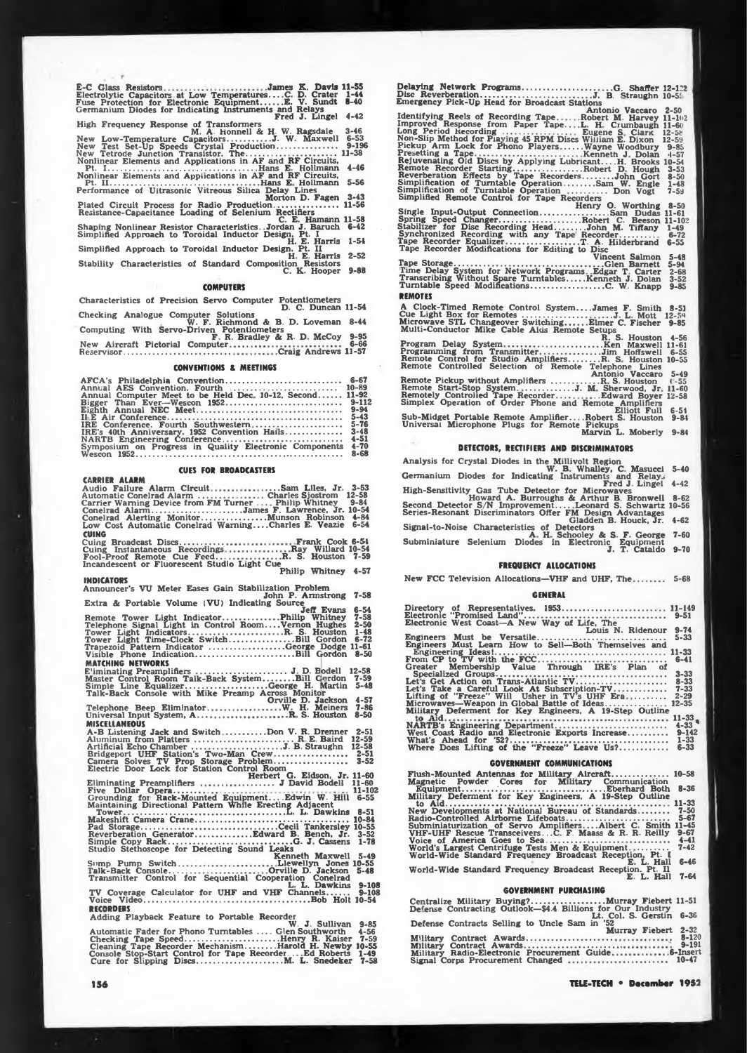E-C Glass Resistors .......... James K. Davis 11-55
Electrolytic Capacitors at Low Temperatures .... C. D. Crater 1-44
Fuse Protection for Electronic Equipment ...... E. V. Sundt 8-40
Germanium Diodes for Indicating Instruments and Relays
Fred J. Lingel 4-42
High Frequency Response of Transformers
M. A. Honnell & H. W. Ragsdale 3-46
New Low-Temperature Capacitors .......... J. W. Maxwell 6-53
New Test Set-Up Speeds Crystal Production .......... 9-196
New Tetrode Junction Transistor, The .......... 11-38
Nonlinear Elements and Applications in AF and RF Circuits, Pt. I .......... Hans E. Hollmann 4-46
Nonlinear Elements and Applications in AF and RF Circuits, Pt. II .......... Hans E. Hollmann 5-56
Performance of Ultrasonic Vitreous Silica Delay Lines
Morton D. Fagen 3-43
Plated Circuit Process for Radio Production .......... 11-56
Resistance-Capacitance Loading of Selenium Rectifiers
C. E. Hamann 11-58
Shaping Nonlinear Resistor Characteristics .. Jordan J. Baruch 6-42
Simplified Approach to Toroidal Inductor Design, Pt. I
H. E. Harris 1-54
Simplified Approach to Toroidal Inductor Design, Pt. II
H. E. Harris 2-52
Stability Characteristics of Standard Composition Resistors
C. K. Hooper 9-88

## COMPUTERS

Characteristics of Precision Servo Computer Potentiometers
D. C. Duncan 11-54
Checking Analogue Computer Solutions
W. F. Richmond & B. D. Loveman 8-44
Computing With Servo-Driven Potentiometers
F. R. Bradley & R. D. McCoy 9-95
New Aircraft Pictorial Computer .......... 6-66
Reservisor .......... Craig Andrews 11-57

## CONVENTIONS & MEETINGS

AFCA's Philadelphia Convention .......... 6-67
Annual AES Convention, Fourth .......... 10-89
Annual Computer Meet to be Held Dec. 10-12, Second .......... 11-92
Bigger Than Ever—Wescon 1952 .......... 9-112
Eighth Annual NEC Meet .......... 9-94
IRE Air Conference .......... 5-43
IRE Conference, Fourth Southwestern .......... 5-76
IRE's 40th Anniversary, 1952 Convention Hails .......... 3-48
NARTB Engineering Conference .......... 4-51
Symposium on Progress in Quality Electronic Components 4-70
Wescon 1952 .......... 8-68

## CUES FOR BROADCASTERS

### CARRIER ALARM

Audio Failure Alarm Circuit .......... Sam Liles, Jr. 3-53
Automatic Conelrad Alarm .......... Charles Sjostrom 12-58
Carrier Warning Device from FM Tuner .... Philip Whitney 9-84
Conelrad Alarm .......... James F. Lawrence, Jr. 10-54
Conelrad Alerting Monitor .......... Munson Robinson 4-84
Low Cost Automatic Conelrad Warning .... Charles E. Veazie 6-54

### CUING

Cuing Broadcast Discs .......... Frank Cook 6-54
Cuing Instantaneous Recordings .......... Ray Willard 10-54
Fool-Proof Remote Cue Feed .......... R. S. Houston 7-59
Incandescent or Fluorescent Studio Light Cue
Philip Whitney 4-57

### INDICATORS

Announcer's VU Meter Eases Gain Stabilization Problem
John P. Armstrong 7-58
Extra & Portable Volume (VU) Indicating Source
Jeff Evans 6-54
Remote Tower Light Indicator .......... Philip Whitney 7-58
Telephone Signal Light in Control Room .... Vernon Hughes 2-50
Tower Light Indicators .......... R. S. Houston 1-48
Tower Light Time-Clock Switch .......... Bill Gordon 6-72
Trapezoid Pattern Indicator .......... George Dodge 11-61
Visible Phone Indication .......... Bill Gordon 8-50

### MATCHING NETWORKS

Eliminating Preamplifiers .......... J. D. Bodell 12-58
Master Control Room Talk-Back System .......... Bill Gordon 7-59
Simple Line Equalizer .......... George H. Martin 5-48
Talk-Back Console with Mike Preamp Across Monitor
Orville D. Jackson 4-57
Telephone Beep Eliminator .......... W. H. Meiners 7-86
Universal Input System, A .......... R. S. Houston 8-50

### MISCELLANEOUS

A-B Listening Jack and Switch .......... Don V. R. Drenner 2-51
Aluminum from Platters .......... R. E. Baird 12-59
Artificial Echo Chamber .......... J. B. Straughn 12-58
Bridgeport UHF Station's Two-Man Crew .......... 2-51
Camera Solves TV Prop Storage Problem .......... 3-52
Electric Door Lock for Station Control Room
Herbert G. Eldson, Jr. 11-60
Eliminating Preamplifiers .......... J David Bodell 11-60
Five Dollar Opera .......... 11-102
Grounding for Rack-Mounted Equipment .... Edwin W. Hill 6-55
Maintaining Directional Pattern While Erecting Adjacent Tower .......... L. L. Dawkins 8-51
Makeshift Camera Crane .......... 10-84
Pad Storage .......... Cecil Tankersley 10-55
Reverberation Generator .......... Edward B. Bench, Jr. 3-52
Simple Copy Rack .......... G. J. Cassens 1-78
Studio Stethoscope for Detecting Sound Leaks
Kenneth Maxwell 5-49
Sump Pump Switch .......... Llewellyn Jones 10-55
Talk-Back Console .......... Orville D. Jackson 5-48
Transmitter Control for Sequential Cooperation Conelrad
L. L. Dawkins 9-108
TV Coverage Calculator for UHF and VHF Channels .......... 9-108
Voice Video .......... Bob Holt 10-54

### RECORDERS

Adding Playback Feature to Portable Recorder
W. J. Sullivan 9-85
Automatic Fader for Phono Turntables .... Glen Southworth 4-56
Checking Tape Speed .......... Henry R. Kaiser 7-59
Cleaning Tape Recorder Mechanism .......... Harold H. Newby 10-55
Console Stop-Start Control for Tape Recorder .... Ed Roberts 1-49
Cure for Slipping Discs .......... M. L. Snedeker 7-58
Delaying Network Programs .......... G. Shaffer 12-122
Disc Reverberation .......... J. B. Straughn 10-55
Emergency Pick-Up Head for Broadcast Stations
Antonio Vaccaro 2-50
Identifying Reels of Recording Tape ...... Robert M. Harvey 11-102
Improved Response from Paper Tape .... L. H. Crumbaugh 11-60
Long Period Recording .......... Eugene S. Clark 12-58
Non-Slip Method for Playing 45 RPM Discs William E. Dixon 12-59
Pickup Arm Lock for Phono Players ...... Wayne Woodbury 9-85
Presetting a Tape .......... Kenneth J. Dolan 1-57
Rejuvenating Old Discs by Applying Lubricant .... H. Brooks 10-54
Remote Recorder Starting .......... Robert D. Hough 3-53
Reverberation Effects by Tape Recorders .......... John Gort 8-50
Simplification of Turntable Operation .......... Sam W. Engle 1-48
Simplification of Turntable Operation .......... Don Vogt 7-59
Simplified Remote Control for Tape Recorders
Henry O. Worthing 8-50
Single Input-Output Connection .......... Sam Dudas 11-61
Spring Speed Changer .......... Robert C. Beeson 11-102
Stabilizer for Disc Recording Head .......... John M. Tiffany 1-49
Synchronized Recording with any Tape Recorder .......... 6-72
Tape Recorder Equalizer .......... T. A. Hilderbrand 6-55
Tape Recorder Modifications for Editing to Disc
Vincent Salmon 5-48
Tape Storage .......... Glen Barnett 5-94
Time Delay System for Network Programs .. Edgar T. Carter 2-68
Transcribing Without Spare Turntables ..... Kenneth J. Dolan 3-52
Turntable Speed Modifications .......... C. W. Knapp 9-85

### REMOTES

A Clock-Timed Remote Control System .... James F. Smith 8-51
Cue Light Box for Remotes .......... J. L. Mott 12-59
Microwave STL Changeover Switching ...... Elmer C. Fischer 9-85
Multi-Conductor Mike Cable Aids Remote Setups
R. S. Houston 4-56
Program Delay System .......... Ken Maxwell 11-61
Programming from Transmitter .......... Jim Hoffswell 6-55
Remote Control for Studio Amplifiers ........ R. S. Houston 10-55
Remote Controlled Selection of Remote Telephone Lines
Antonio Vaccaro 5-49
Remote Pickup without Amplifiers .......... R. S. Houston 6-55
Remote Start-Stop System .......... J. M. Sherwood, Jr. 11-60
Remotely Controlled Tape Recorder .......... Edward Boyer 12-58
Simplex Operation of Order Phone and Remote Amplifiers
Elliott Full 6-51
Sub-Midget Portable Remote Amplifier .... Robert S. Houston 9-84
Universal Microphone Plugs for Remote Pickups
Marvin L. Moberly 9-84

## DETECTORS, RECTIFIERS AND DISCRIMINATORS

Analysis for Crystal Diodes in the Millivolt Region
W. B. Whalley, C. Masucci 5-40
Germanium Diodes for Indicating Instruments and Relays
Fred J. Lingel 4-42
High-Sensitivity Gas Tube Detector for Microwaves
Howard A. Burroughs & Arthur B. Bronwell 8-62
Second Detector S/N Improvement ..... Leonard S. Schwartz 10-56
Series-Resonant Discriminators Offer FM Design Advantages
Gladden B. Houck, Jr. 4-62
Signal-to-Noise Characteristics of Detectors
A. H. Schooley & S. F. George 7-60
Subminiature Selenium Diodes in Electronic Equipment
J. T. Cataldo 9-70

## FREQUENCY ALLOCATIONS

New FCC Television Allocations—VHF and UHF, The .......... 5-68

## GENERAL

Directory of Representatives, 1953 .......... 11-149
Electronic "Promised Land" .......... 9-51
Electronic West Coast—A New Way of Life, The
Louis N. Ridenour 9-74
Engineers Must be Versatile .......... 5-33
Engineers Must Learn How to Sell—Both Themselves and Engineering Ideas! .......... 11-33
From CP to TV with the FCC .......... 6-41
Greater Membership Value Through IRE's Plan of Specialized Groups .......... 3-33
Let's Get Action on Trans-Atlantic TV .......... 8-33
Let's Take a Careful Look At Subscription-TV .......... 7-33
Lifting of "Freeze" Will Usher in TV's UHF Era .......... 2-29
Microwaves—Weapon in Global Battle of Ideas .......... 12-35
Military Deferment for Key Engineers, A 19-Step Outline to Aid .......... 11-33
NARTB's Engineering Department .......... 4-33
West Coast Radio and Electronic Exports Increase .......... 9-142
What's Ahead for '52? .......... 1-33
Where Does Lifting of the "Freeze" Leave Us? .......... 6-33

## GOVERNMENT COMMUNICATIONS

Flush-Mounted Antennas for Military Aircraft .......... 10-58
Magnetic Powder Cores for Military Communication Equipment .......... Eberhard Both 8-36
Military Deferment for Key Engineers, A 19-Step Outline to Aid .......... 11-33
New Developments at National Bureau of Standards .......... 7-50
Radio-Controlled Airborne Lifeboats .......... 5-67
Subminiaturization of Servo Amplifiers .... Albert C. Smith 11-45
VHF-UHF Rescue Transceivers .. C. F. Maass & R. R. Reilly 9-67
Voice of America Goes to Sea .......... 4-41
World's Largest Centrifuge Tests Men & Equipment .......... 7-42
World-Wide Standard Frequency Broadcast Reception, Pt. I
E. L. Hall 6-46
World-Wide Standard Frequency Broadcast Reception, Pt. II
E. L. Hall 7-64

## GOVERNMENT PURCHASING

Centralize Military Buying? .......... Murray Fiebert 11-51
Defense Contracting Outlook—$4.4 Billions for Our Industry
Lt. Col. S. Gerstin 6-36
Defense Contracts Selling to Uncle Sam in '52
Murray Fiebert 2-32
Military Contract Awards .......... 8-120
Military Contract Awards .......... 9-191
Military Radio-Electronic Procurement Guide .......... 6-Insert
Signal Corps Procurement Changed .......... 10-47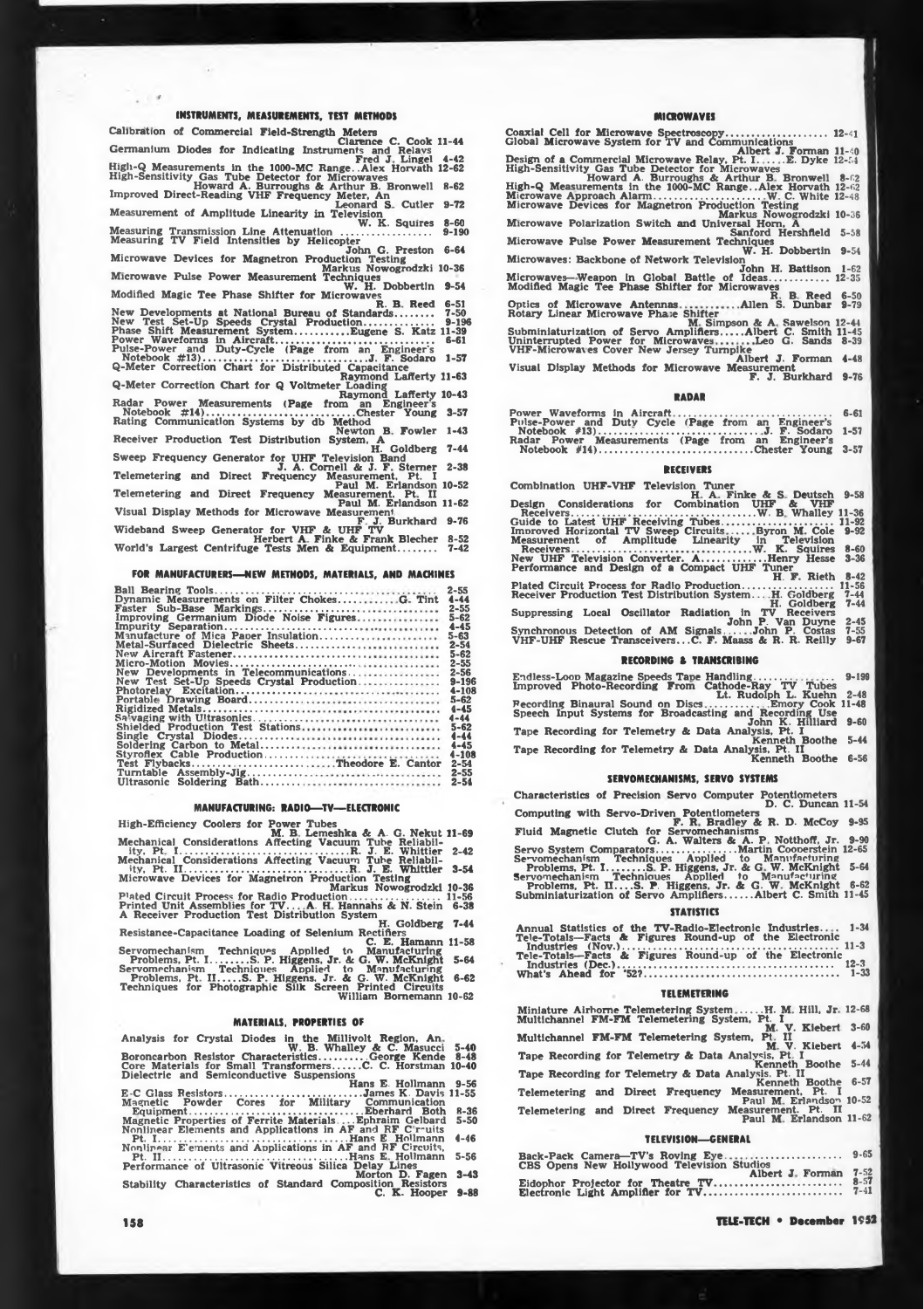## INSTRUMENTS, MEASUREMENTS, TEST METHODS

- Calibration of Commercial Field-Strength Meters — Clarence C. Cook 11-44
- Germanium Diodes for Indicating Instruments and Relays — Fred J. Lingel 4-42
- High-Q Measurements in the 1000-MC Range..Alex Horvath 12-62
- High-Sensitivity Gas Tube Detector for Microwaves — Howard A. Burroughs & Arthur B. Bronwell 8-62
- Improved Direct-Reading VHF Frequency Meter, An — Leonard S. Cutler 9-72
- Measurement of Amplitude Linearity in Television — W. K. Squires 8-60
- Measuring Transmission Line Attenuation .......... 9-190
- Measuring TV Field Intensities by Helicopter — John G. Preston 6-64
- Microwave Devices for Magnetron Production Testing — Markus Nowogrodzki 10-36
- Microwave Pulse Power Measurement Techniques — W. H. Dobbertin 9-54
- Modified Magic Tee Phase Shifter for Microwaves — R. B. Reed 6-51
- New Developments at National Bureau of Standards........ 7-50
- New Test Set-Up Speeds Crystal Production.............. 9-196
- Phase Shift Measurement System...........Eugene S. Katz 11-39
- Power Waveforms in Aircraft.......................... 6-61
- Pulse-Power and Duty-Cycle (Page from an Engineer's Notebook #13)..............................J. F. Sodaro 1-57
- Q-Meter Correction Chart for Distributed Capacitance — Raymond Lafferty 11-63
- Q-Meter Correction Chart for Q Voltmeter Loading — Raymond Lafferty 10-43
- Radar Power Measurements (Page from an Engineer's Notebook #14)..........................Chester Young 3-57
- Rating Communication Systems by db Method — Newton B. Fowler 1-43
- Receiver Production Test Distribution System, A — H. Goldberg 7-44
- Sweep Frequency Generator for UHF Television Band — J. A. Cornell & J. F. Sterner 2-38
- Telemetering and Direct Frequency Measurement, Pt. I — Paul M. Erlandson 10-52
- Telemetering and Direct Frequency Measurement, Pt. II — Paul M. Erlandson 11-62
- Visual Display Methods for Microwave Measurement — F. J. Burkhard 9-76
- Wideband Sweep Generator for VHF & UHF TV — Herbert A. Finke & Frank Blecher 8-52
- World's Largest Centrifuge Tests Men & Equipment........ 7-42

## FOR MANUFACTURERS—NEW METHODS, MATERIALS, AND MACHINES

- Ball Bearing Tools....................................... 2-55
- Dynamic Measurements on Filter Chokes............G. Tint 4-44
- Faster Sub-Base Markings................................ 2-55
- Improving Germanium Diode Noise Figures................. 5-62
- Impurity Separation..................................... 4-45
- Manufacture of Mica Paper Insulation.................... 5-63
- Metal-Surfaced Dielectric Sheets........................ 2-54
- New Aircraft Fastener................................... 5-62
- Micro-Motion Movies..................................... 2-55
- New Developments in Telecommunications.................. 2-56
- New Test Set-Up Speeds Crystal Production............... 9-196
- Photorelay Excitation................................... 4-108
- Portable Drawing Board.................................. 5-62
- Rigidized Metals........................................ 4-45
- Salvaging with Ultrasonics.............................. 4-44
- Shielded Production Test Stations....................... 5-62
- Single Crystal Diodes................................... 4-44
- Soldering Carbon to Metal............................... 4-45
- Styroflex Cable Production.............................. 4-108
- Test Flybacks...........................Theodore E. Cantor 2-54
- Turntable Assembly-Jig.................................. 2-55
- Ultrasonic Soldering Bath............................... 2-54

## MANUFACTURING: RADIO—TV—ELECTRONIC

- High-Efficiency Coolers for Power Tubes — M. B. Lemeshka & A. G. Nekut 11-69
- Mechanical Considerations Affecting Vacuum Tube Reliability, Pt. I.............................R. J. E. Whittier 2-42
- Mechanical Considerations Affecting Vacuum Tube Reliability, Pt. II............................R. J. E. Whittier 3-54
- Microwave Devices for Magnetron Production Testing — Markus Nowogrodzki 10-36
- Plated Circuit Process for Radio Production.............. 11-56
- Printed Unit Assemblies for TV....A. H. Hannahs & N. Stein 6-38
- A Receiver Production Test Distribution System — H. Goldberg 7-44
- Resistance-Capacitance Loading of Selenium Rectifiers — C. E. Hamann 11-58
- Servomechanism Techniques Applied to Manufacturing Problems, Pt. I........S. P. Higgens, Jr. & G. W. McKnight 5-64
- Servomechanism Techniques Applied to Manufacturing Problems, Pt. II.....S. P. Higgens, Jr. & G. W. McKnight 6-62
- Techniques for Photographic Silk Screen Printed Circuits — William Bornemann 10-62

## MATERIALS, PROPERTIES OF

- Analysis for Crystal Diodes in the Millivolt Region, An. — W. B. Whalley & C. Masucci 5-40
- Boroncarbon Resistor Characteristics..........George Kende 8-48
- Core Materials for Small Transformers......C. C. Horstman 10-40
- Dielectric and Semiconductive Suspensions — Hans E. Hollmann 9-56
- E-C Glass Resistors.......................James K. Davis 11-55
- Magnetic Powder Cores for Military Communication Equipment..............................Eberhard Both 8-36
- Magnetic Properties of Ferrite Materials....Ephraim Gelbard 5-50
- Nonlinear Elements and Applications in AF and RF Circuits, Pt. I................................Hans E. Hollmann 4-46
- Nonlinear Elements and Applications in AF and RF Circuits, Pt. II...............................Hans E. Hollmann 5-56
- Performance of Ultrasonic Vitreous Silica Delay Lines — Morton D. Fagen 3-43
- Stability Characteristics of Standard Composition Resistors — C. K. Hooper 9-88

## MICROWAVES

- Coaxial Cell for Microwave Spectroscopy.................. 12-41
- Global Microwave System for TV and Communications — Albert J. Forman 11-40
- Design of a Commercial Microwave Relay, Pt. I......E. Dyke 12-54
- High-Sensitivity Gas Tube Detector for Microwaves — Howard A. Burroughs & Arthur B. Bronwell 8-62
- High-Q Measurements in the 1000-MC Range..Alex Horvath 12-62
- Microwave Approach Alarm.....................W. C. White 12-48
- Microwave Devices for Magnetron Production Testing — Markus Nowogrodzki 10-36
- Microwave Polarization Switch and Universal Horn, A — Sanford Hershfield 5-58
- Microwave Pulse Power Measurement Techniques — W. H. Dobbertin 9-54
- Microwaves: Backbone of Network Television — John H. Battison 1-62
- Microwaves—Weapon in Global Battle of Ideas............ 12-35
- Modified Magic Tee Phase Shifter for Microwaves — R. B. Reed 6-50
- Optics of Microwave Antennas............Allen S. Dunbar 9-79
- Rotary Linear Microwave Phase Shifter — M. Simpson & A. Sawelson 12-44
- Subminiaturization of Servo Amplifiers.....Albert C. Smith 11-45
- Uninterrupted Power for Microwaves........Leo G. Sands 8-39
- VHF-Microwaves Cover New Jersey Turnpike — Albert J. Forman 4-48
- Visual Display Methods for Microwave Measurement — F. J. Burkhard 9-76

## RADAR

- Power Waveforms in Aircraft.............................. 6-61
- Pulse-Power and Duty Cycle (Page from an Engineer's Notebook #13)...............................J. F. Sodaro 1-57
- Radar Power Measurements (Page from an Engineer's Notebook #14).............................Chester Young 3-57

## RECEIVERS

- Combination UHF-VHF Television Tuner — H. A. Finke & S. Deutsch 9-58
- Design Considerations for Combination UHF & VHF Receivers...............................W. B. Whalley 11-36
- Guide to Latest UHF Receiving Tubes.................... 11-92
- Improved Horizontal TV Sweep Circuits......Byron M. Cole 9-92
- Measurement of Amplitude Linearity in Television Receivers..............................W. K. Squires 8-60
- New UHF Television Converter, A..........Henry Hesse 3-36
- Performance and Design of a Compact UHF Tuner — H. F. Rieth 8-42
- Plated Circuit Process for Radio Production.............. 11-56
- Receiver Production Test Distribution System....H. Goldberg 7-44
- Suppressing Local Oscillator Radiation in TV Receivers — John P. Van Duyne 2-45
- Synchronous Detection of AM Signals......John P. Costas 7-55
- VHF-UHF Rescue Transceivers...C. F. Maass & R. R. Reilly 9-67

## RECORDING & TRANSCRIBING

- Endless-Loop Magazine Speeds Tape Handling.............. 9-199
- Improved Photo-Recording From Cathode-Ray TV Tubes — Lt. Rudolph L. Kuehn 2-48
- Recording Binaural Sound on Discs..........Emory Cook 11-48
- Speech Input Systems for Broadcasting and Recording Use — John K. Hilliard 9-60
- Tape Recording for Telemetry & Data Analysis, Pt. I — Kenneth Boothe 5-44
- Tape Recording for Telemetry & Data Analysis, Pt. II — Kenneth Boothe 6-56

## SERVOMECHANISMS, SERVO SYSTEMS

- Characteristics of Precision Servo Computer Potentiometers — D. C. Duncan 11-54
- Computing with Servo-Driven Potentiometers — F. R. Bradley & R. D. McCoy 9-95
- Fluid Magnetic Clutch for Servomechanisms — G. A. Walters & A. P. Notthoff, Jr. 9-90
- Servo System Comparators................Martin Cooperstein 12-65
- Servomechanism Techniques Applied to Manufacturing Problems, Pt. I.......S. P. Higgens, Jr. & G. W. McKnight 5-64
- Servomechanism Techniques Applied to Manufacturing Problems, Pt. II....S. P. Higgens, Jr. & G. W. McKnight 6-62
- Subminiaturization of Servo Amplifiers......Albert C. Smith 11-45

## STATISTICS

- Annual Statistics of the TV-Radio-Electronic Industries.... 1-34
- Tele-Totals—Facts & Figures Round-up of the Electronic Industries (Nov.).......................................... 11-3
- Tele-Totals—Facts & Figures Round-up of the Electronic Industries (Dec.).......................................... 12-3
- What's Ahead for '52?.................................... 1-33

## TELEMETERING

- Miniature Airborne Telemetering System......H. M. Hill, Jr. 12-68
- Multichannel FM-FM Telemetering System, Pt. I — M. V. Kiebert 3-60
- Multichannel FM-FM Telemetering System, Pt. II — M. V. Kiebert 4-54
- Tape Recording for Telemetry & Data Analysis, Pt. I — Kenneth Boothe 5-44
- Tape Recording for Telemetry & Data Analysis, Pt. II — Kenneth Boothe 6-57
- Telemetering and Direct Frequency Measurement, Pt. I — Paul M. Erlandson 10-52
- Telemetering and Direct Frequency Measurement, Pt. II — Paul M. Erlandson 11-62

## TELEVISION—GENERAL

- Back-Pack Camera—TV's Roving Eye........................ 9-65
- CBS Opens New Hollywood Television Studios — Albert J. Forman 7-52
- Eidophor Projector for Theatre TV........................ 8-57
- Electronic Light Amplifier for TV........................ 7-41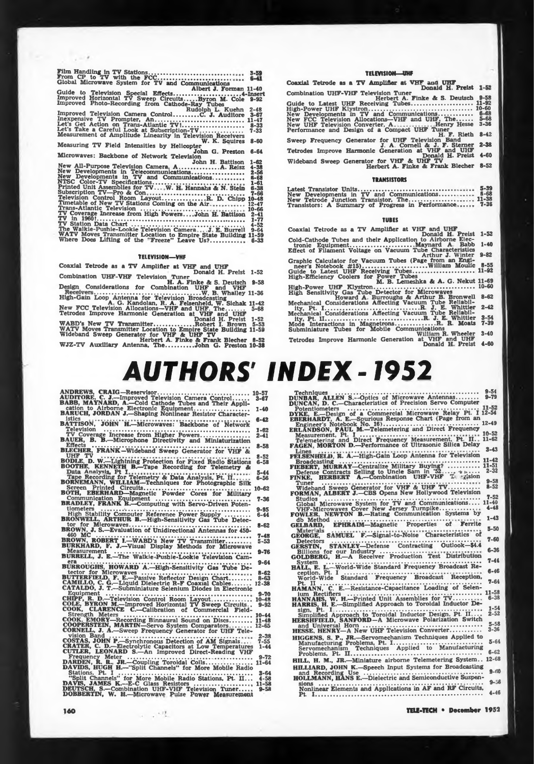Film Handling in TV Stations .......... 3-59
From CP to TV with the FCC .......... 6-41
Global Microwave System for TV and Communications
Albert J. Forman 11-40
Guide to Television Special Effects .......... 4-Insert
Improved Horizontal TV Sweep Circuits ..... Byron M. Cole 9-92
Improved Photo-Recording from Cathode-Ray Tubes
Rudolph L. Kuehn 2-48
Improved Television Camera Control ......... C. J. Auditore 3-67
Inexpensive TV Prompter, An .......... 11-47
Let's Get Action on Trans-Atlantic TV! .......... 8-33
Let's Take a Careful Look at Subscription-TV .......... 7-33
Measurement of Amplitude Linearity in Television Receivers
W. K. Squires 8-60
Measuring TV Field Intensities by Helicopter
John G. Preston 6-64
Microwaves: Backbone of Network Television
John H. Battison 1-62
New All-Purpose Television Camera, A .......... A. Reisz 4-38
New Developments in Telecommunications .......... 2-56
New Developments in TV and Communications .......... 6-68
NTSC Color-TV Specifications .......... 1-61
Printed Unit Assemblies for TV .... W. H. Hannahs & N. Stein 6-38
Subscription TV—Pro & Con .......... 7-66
Television Control Room Layout .......... R. D. Chipp 10-48
Timetable of New TV Stations Coming on the Air .......... 12-47
Trans-Atlantic Television .......... 10-66
TV Coverage Increase from High Powers .... John H. Battison 2-41
TV in 1960! .......... 1-77
TV Station Data Chart .......... 4-52
The Walkie-Pushie-Lookie Television Camera .... J. E. Burrell 9-64
WATV Moves Transmitter Location to Empire State Building 11-59
Where Does Lifting of the "Freeze" Leave Us? .......... 6-33

### TELEVISION—VHF

Coaxial Tetrode as a TV Amplifier at VHF and UHF
Donald H. Preist 1-52
Combination UHF-VHF Television Tuner
H. A. Finke & S. Deutsch 9-58
Design Considerations for Combination UHF and VHF Receivers .......... W. B. Whalley 11-36
High-Gain Loop Antenna for Television Broadcasting
A. G. Kandolan, R. A. Felsenheld, W. Sichak 11-42
New FCC Television Allocations—VHF and UHF, The .......... 5-68
Tetrodes Improve Harmonic Generation at VHF and UHF
Donald H. Preist 1-52
WABD's New TV Transmitter .......... Robert I. Brown 5-53
WATV Moves Transmitter Location to Empire State Building 11-59
Wideband Sweep Generator for VHF & UHF TV
Herbert A. Finke & Frank Blecher 8-52
WJZ-TV Auxiliary Antenna, The .......... John G. Preston 10-38

### TELEVISION—UHF

Coaxial Tetrode as a TV Amplifier at VHF and UHF
Donald H. Preist 1-52
Combination UHF-VHF Television Tuner
Herbert A. Finke & S. Deutsch 9-58
Guide to Latest UHF Receiving Tubes .......... 11-92
High-Power UHF Klystron .......... 10-60
New Developments in TV and Communications .......... 6-68
New FCC Television Allocations—VHF and UHF, The .......... 5-68
New UHF Television Converter, A .......... Henry Hesse 3-36
Performance and Design of a Compact UHF Tuner
H. F. Rieth 8-42
Sweep Frequency Generator for UHF Television Band
J. A. Cornell & J. F. Sterner 2-38
Tetrodes Improve Harmonic Generation at VHF and UHF
Donald H. Preist 4-60
Wideband Sweep Generator for VHF & UHF TV
Herbert A. Finke & Frank Blecher 8-52

### TRANSISTORS

Latest Transistor Units .......... 5-39
New Developments in TV and Communications .......... 6-68
New Tetrode Junction Transistor, The .......... 11-38
Transistors: A Summary of Progress in Performance .......... 7-36

### TUBES

Coaxial Tetrode as a TV Amplifier at VHF and UHF
Donald H. Preist 1-52
Cold-Cathode Tubes and their Application to Airborne Electronic Equipment .......... Maynard A. Babb 1-40
Effect of Filament Voltage on Vacuum Tube Characteristics
Arthur J. Winter 9-82
Graphic Calculator for Vacuum Tubes (Page from an Engineer's Notebook #15) .......... William Moulic 8-55
Guide to Latest UHF Receiving Tubes .......... 11-92
High-Efficiency Coolers for Power Tubes
M. B. Lemeshka & A. G. Nekut 11-69
High-Power UHF Klystron .......... 10-60
High Sensitivity Gas Tube Detector for Microwaves
Howard A. Burroughs & Arthur B. Bronwell 8-62
Mechanical Considerations Affecting Vacuum Tube Reliability, Pt. I .......... R. J. E. Whittier 2-42
Mechanical Considerations Affecting Vacuum Tube Reliability, Pt. II .......... R. J. E. Whittier 3-54
Mode Interactions in Magnetrons .......... R. R. Moats 7-39
Subminiature Tubes for Mobile Communications
William R. Wheeler 3-40
Tetrodes Improve Harmonic Generation at VHF and UHF
Donald H. Preist 4-60

# AUTHORS' INDEX - 1952

**ANDREWS, CRAIG**—Reservisor .......... 10-57
**AUDITORE, C. J.**—Improved Television Camera Control .......... 3-67
**BABB, MAYNARD, A.**—Cold Cathode Tubes and Their Application to Airborne Electronic Equipment .......... 1-40
**BARUCH, JORDAN J.**—Shaping Nonlinear Resistor Characteristics .......... 6-42
**BATTISON, JOHN H.**—Microwaves: Backbone of Network Television .......... 1-62
TV Coverage Increase from Higher Powers .......... 2-41
**BAUER, B. B.**—Microphone Directivity and Miniaturization Effects .......... 8-58
**BLECHER, FRANK**—Wideband Sweep Generator for VHF & UHF TV .......... 8-52
**BODLE, D. W.**—Lightning Protection for Fixed Radio Stations 6-58
**BOOTHE, KENNETH B.**—Tape Recording for Telemetry & Data Analysis, Pt. I .......... 5-44
Tape Recording for Telemetry & Data Analysis, Pt. II .......... 6-56
**BORNEMANN, WILLIAM**—Techniques for Photographic Silk Screen Printed Circuits .......... 10-62
**BOTH, EBERHARD**—Magnetic Powder Cores for Military Communication Equipment .......... 7-36
**BRADLEY, FRANK R.**—Computing with Servo-Driven Potentiometers .......... 9-95
High Stability Computer Reference Power Supply .......... 6-44
**BRONWELL, ARTHUR B.**—High-Sensitivity Gas Tube Detector for Microwaves .......... 8-62
**BROWN, J. S.**—Evaluation of Unidirectional Antennas for 450-460 MC .......... 7-48
**BROWN, ROBERT I.**—WABD's New TV Transmitter .......... 5-53
**BURKHARD, F. J.**—Visual Display Methods for Microwave Measurement .......... 9-76
**BURRELL, J. E.**—The Walkie-Pushie-Lookie Television Camera .......... 9-64
**BURROUGHS, HOWARD A.**—High-Sensitivity Gas Tube Detector for Microwaves .......... 8-62
**BUTTERFIELD, F. E.**—Passive Reflector Design Chart .......... 8-63
**CAMILLO, C. G.**—Liquid Dielectric R-F Coaxial Cables .......... 12-38
**CATALDO, J. T.**—Subminiature Selenium Diodes in Electronic Equipment .......... 9-70
**CHIPP, R. D.**—Television Control Room Layout .......... 10-48
**COLE, BYRON M.**—Improved Horizontal TV Sweep Circuits .. 9-92
**COOK, CLARENCE C.**—Calibration of Commercial Field-Strength Meters .......... 10-44
**COOK, EMORY**—Recording Binnaural Sound on Discs .......... 11-48
**COOPERSTEIN, MARTIN**—Servo System Comparators .......... 12-65
**CORNELL, J. A.**—Sweep Frequency Generator for UHF Television Band .......... 2-38
**COSTAS, JOHN P.**—Synchronous Detection of AM Signals .... 7-55
**CRATER, C. D.**—Electrolytic Capacitors at Low Temperatures 1-44
**CUTLER, LEONARD S.**—An Improved Direct-Reading VHF Frequency Meter .......... 9-72
**DARDEN, R. R., JR.**—Coupling Toroidal Coils .......... 11-64
**DAVIDS, HUGH H.**—"Split Channels" for More Mobile Radio Stations, Pt. I .......... 3-64
"Split Channels" for More Mobile Radio Stations, Pt. II .... 4-58
**DAVIS, JAMES K.**—E-C Glass Resistors .......... 11-58
**DEUTSCH, S.**—Combination UHF-VHF Television Tuner .......... 9-58
**DOBBERTIN, W. H.**—Microwave Pulse Power Measurement Techniques .......... 9-54
**DUNBAR, ALLEN S.**—Optics of Microwave Antennas .......... 9-79
**DUNCAN, D. C.**—Characteristics of Precision Servo Computer Potentiometers .......... 11-52
**DYKE, E.**—Design of a Commercial Microwave Relay Pt. I 12-54
**EBERHARDT, A. E.**—Spurious Response Chart (Page from an Engineer's Notebook No. 16) .......... 12-49
**ERLANDSON, PAUL M.**—Telemetering and Direct Frequency Measurement, Pt. I .......... 10-52
Telemetering and Direct Frequency Measurement, Pt. II .. 11-62
**FAGEN, MORTON D.**—Performance of Ultrasonic Silica Delay Lines .......... 3-43
**FELSENHELD, R. A.**—High-Gain Loop Antenna for Television Broadcasting .......... 11-42
**FIEBERT, MURRAY**—Centralize Military Buying? .......... 11-51
Defense Contracts Selling to Uncle Sam in '52 .......... 2-32
**FINKE, HERBERT A.**—Combination UHF-VHF Television Tuner .......... 9-58
Wideband Sweep Generator for VHF & UHF TV .......... 8-52
**FORMAN, ALBERT J.**—CBS Opens New Hollywood Television Studios .......... 7-52
Global Microwave System for TV and Communications .... 11-40
VHF-Microwaves Cover New Jersey Turnpike .......... 4-48
**FOWLER, NEWTON B.**—Rating Communication Systems by db Method .......... 1-43
**GELBARD, EPHRAIM**—Magnetic Properties of Ferrite Materials .......... 5-50
**GEORGE, SAMUEL F.**—Signal-to-Noise Characteristics of Detectors .......... 7-60
**GERSTIN, STANLEY**—Defense Contracting Outlook—$4.4 Billions for our Industry .......... 6-36
**GOLDBERG, H.**—A Receiver Production Test Distribution System .......... 7-44
**HALL, E. L.**—World-Wide Standard Frequency Broadcast Reception, Pt. I .......... 6-46
World-Wide Standard Frequency Broadcast Reception, Pt. II .......... 7-64
**HAMANN, C. E.**—Resistance-Capacitance Loading of Selenium Rectifiers .......... 11-58
**HANNAHS, W. H.**—Printed Unit Assemblies for TV .......... 6-38
**HARRIS, H. E.**—Simplified Approach to Toroidal Inductor Design, Pt. I .......... 1-54
Simplified Approach to Toroidal Inductor Design, Pt. II .... 2-52
**HERSHFIELD, SANFORD**—A Microwave Polarization Switch and Universal Horn .......... 5-58
**HESSE, HENRY**—A New UHF Television Converter .......... 3-36
**HIGGENS, S. P., JR.**—Servomechanism Techniques Applied to Manufacturing Problems, Pt. I .......... 5-64
Servomechanism Techniques Applied to Manufacturing Problems, Pt. II .......... 6-62
**HILL, H. M., JR.**—Miniature airborne Telemetering System .. 12-68
**HILLIARD, JOHN K.**—Speech Input Systems for Broadcasting and Recording Use .......... 9-60
**HOLLMANN, HANS E.**—Dielectric and Semiconductive Suspensions .......... 9-56
Nonlinear Elements and Applications in AF and RF Circuits, Pt. I .......... 4-46